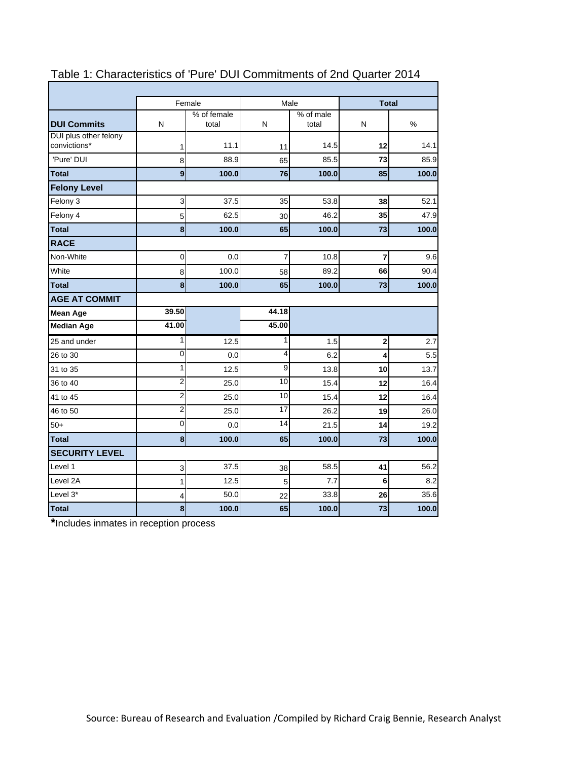# Table 1: Characteristics of 'Pure' DUI Commitments of 2nd Quarter 2014

| | Female | | Male | | **Total** | |
|---|---|---|---|---|---|---|
| **DUI Commits** | N | % of female total | N | % of male total | N | % |
| DUI plus other felony convictions* | 1 | 11.1 | 11 | 14.5 | **12** | 14.1 |
| 'Pure' DUI | 8 | 88.9 | 65 | 85.5 | **73** | 85.9 |
| **Total** | **9** | **100.0** | **76** | **100.0** | **85** | **100.0** |
| **Felony Level** | | | | | | |
| Felony 3 | 3 | 37.5 | 35 | 53.8 | **38** | 52.1 |
| Felony 4 | 5 | 62.5 | 30 | 46.2 | **35** | 47.9 |
| **Total** | **8** | **100.0** | **65** | **100.0** | **73** | **100.0** |
| **RACE** | | | | | | |
| Non-White | 0 | 0.0 | 7 | 10.8 | **7** | 9.6 |
| White | 8 | 100.0 | 58 | 89.2 | **66** | 90.4 |
| **Total** | **8** | **100.0** | **65** | **100.0** | **73** | **100.0** |
| **AGE AT COMMIT** | | | | | | |
| **Mean Age** | **39.50** | | **44.18** | | | |
| **Median Age** | **41.00** | | **45.00** | | | |
| 25 and under | 1 | 12.5 | 1 | 1.5 | **2** | 2.7 |
| 26 to 30 | 0 | 0.0 | 4 | 6.2 | **4** | 5.5 |
| 31 to 35 | 1 | 12.5 | 9 | 13.8 | **10** | 13.7 |
| 36 to 40 | 2 | 25.0 | 10 | 15.4 | **12** | 16.4 |
| 41 to 45 | 2 | 25.0 | 10 | 15.4 | **12** | 16.4 |
| 46 to 50 | 2 | 25.0 | 17 | 26.2 | **19** | 26.0 |
| 50+ | 0 | 0.0 | 14 | 21.5 | **14** | 19.2 |
| **Total** | **8** | **100.0** | **65** | **100.0** | **73** | **100.0** |
| **SECURITY LEVEL** | | | | | | |
| Level 1 | 3 | 37.5 | 38 | 58.5 | **41** | 56.2 |
| Level 2A | 1 | 12.5 | 5 | 7.7 | **6** | 8.2 |
| Level 3* | 4 | 50.0 | 22 | 33.8 | **26** | 35.6 |
| **Total** | **8** | **100.0** | **65** | **100.0** | **73** | **100.0** |

**\***Includes inmates in reception process

Source: Bureau of Research and Evaluation /Compiled by Richard Craig Bennie, Research Analyst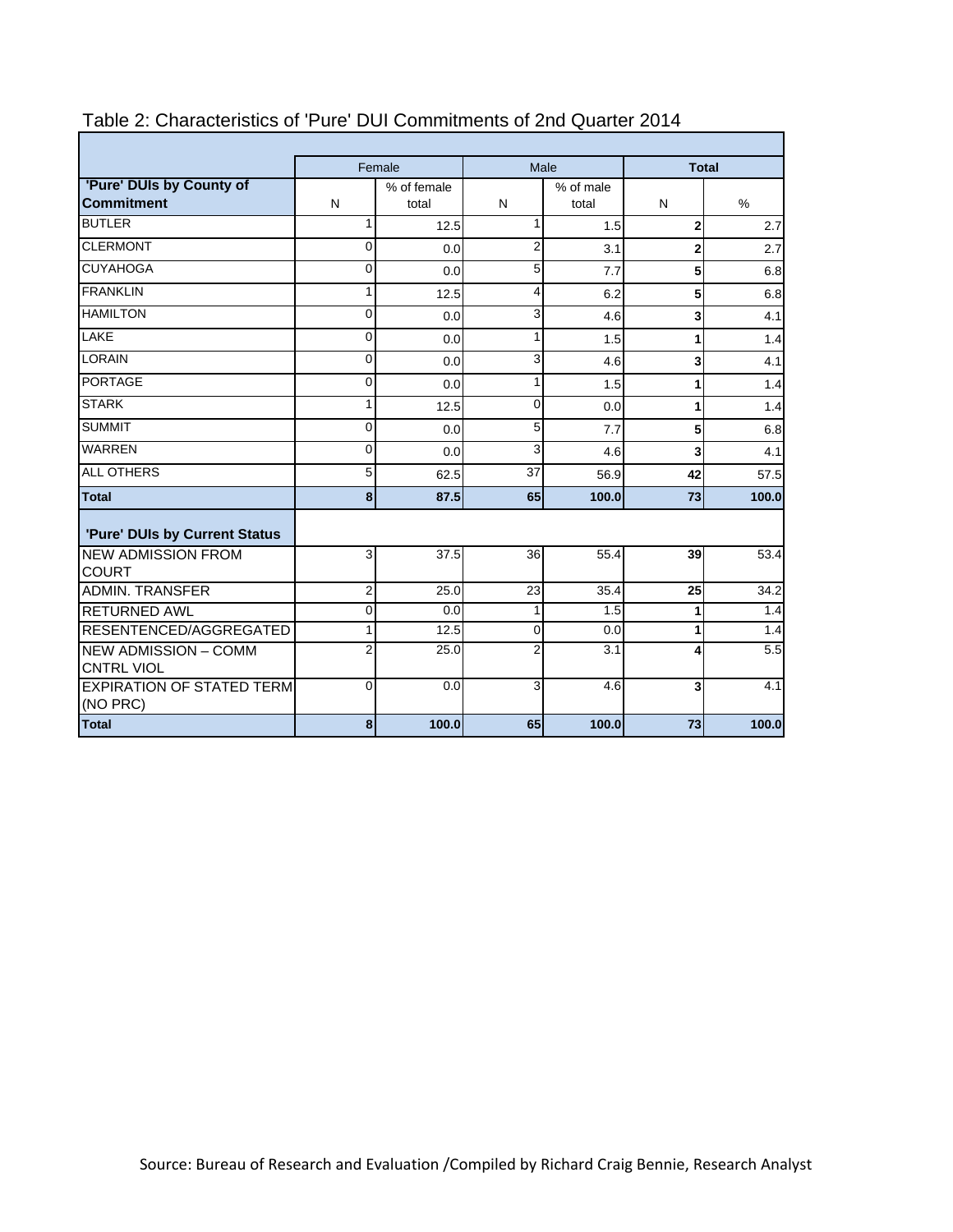## Table 2: Characteristics of 'Pure' DUI Commitments of 2nd Quarter 2014

| | Female | | Male | | Total | |
|---|---|---|---|---|---|---|
| **'Pure' DUIs by County of Commitment** | N | % of female total | N | % of male total | N | % |
| BUTLER | 1 | 12.5 | 1 | 1.5 | **2** | 2.7 |
| CLERMONT | 0 | 0.0 | 2 | 3.1 | **2** | 2.7 |
| CUYAHOGA | 0 | 0.0 | 5 | 7.7 | **5** | 6.8 |
| FRANKLIN | 1 | 12.5 | 4 | 6.2 | **5** | 6.8 |
| HAMILTON | 0 | 0.0 | 3 | 4.6 | **3** | 4.1 |
| LAKE | 0 | 0.0 | 1 | 1.5 | **1** | 1.4 |
| LORAIN | 0 | 0.0 | 3 | 4.6 | **3** | 4.1 |
| PORTAGE | 0 | 0.0 | 1 | 1.5 | **1** | 1.4 |
| STARK | 1 | 12.5 | 0 | 0.0 | **1** | 1.4 |
| SUMMIT | 0 | 0.0 | 5 | 7.7 | **5** | 6.8 |
| WARREN | 0 | 0.0 | 3 | 4.6 | **3** | 4.1 |
| ALL OTHERS | 5 | 62.5 | 37 | 56.9 | **42** | 57.5 |
| **Total** | **8** | **87.5** | **65** | **100.0** | **73** | **100.0** |
| **'Pure' DUIs by Current Status** | | | | | | |
| NEW ADMISSION FROM COURT | 3 | 37.5 | 36 | 55.4 | **39** | 53.4 |
| ADMIN. TRANSFER | 2 | 25.0 | 23 | 35.4 | **25** | 34.2 |
| RETURNED AWL | 0 | 0.0 | 1 | 1.5 | **1** | 1.4 |
| RESENTENCED/AGGREGATED | 1 | 12.5 | 0 | 0.0 | **1** | 1.4 |
| NEW ADMISSION – COMM CNTRL VIOL | 2 | 25.0 | 2 | 3.1 | **4** | 5.5 |
| EXPIRATION OF STATED TERM (NO PRC) | 0 | 0.0 | 3 | 4.6 | **3** | 4.1 |
| **Total** | **8** | **100.0** | **65** | **100.0** | **73** | **100.0** |

Source: Bureau of Research and Evaluation /Compiled by Richard Craig Bennie, Research Analyst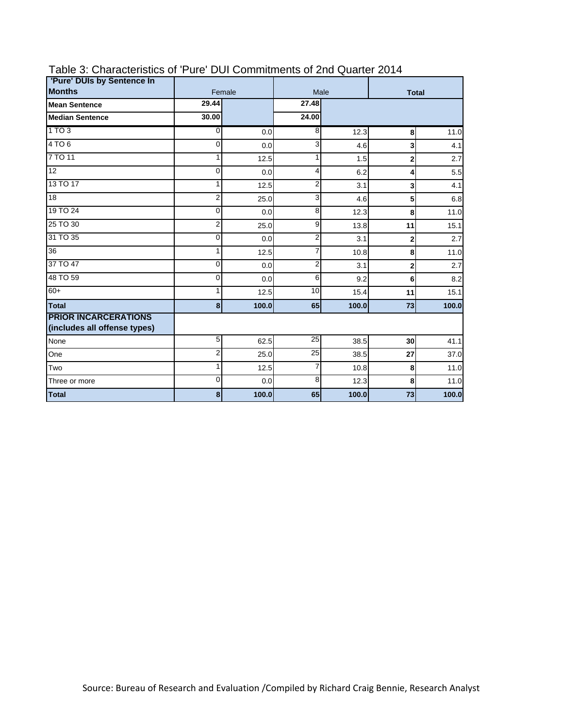Table 3: Characteristics of 'Pure' DUI Commitments of 2nd Quarter 2014

| 'Pure' DUIs by Sentence In Months | Female | | Male | | Total | |
|---|---|---|---|---|---|---|
| **Mean Sentence** | **29.44** | | **27.48** | | | |
| **Median Sentence** | **30.00** | | **24.00** | | | |
| 1 TO 3 | 0 | 0.0 | 8 | 12.3 | **8** | 11.0 |
| 4 TO 6 | 0 | 0.0 | 3 | 4.6 | **3** | 4.1 |
| 7 TO 11 | 1 | 12.5 | 1 | 1.5 | **2** | 2.7 |
| 12 | 0 | 0.0 | 4 | 6.2 | **4** | 5.5 |
| 13 TO 17 | 1 | 12.5 | 2 | 3.1 | **3** | 4.1 |
| 18 | 2 | 25.0 | 3 | 4.6 | **5** | 6.8 |
| 19 TO 24 | 0 | 0.0 | 8 | 12.3 | **8** | 11.0 |
| 25 TO 30 | 2 | 25.0 | 9 | 13.8 | **11** | 15.1 |
| 31 TO 35 | 0 | 0.0 | 2 | 3.1 | **2** | 2.7 |
| 36 | 1 | 12.5 | 7 | 10.8 | **8** | 11.0 |
| 37 TO 47 | 0 | 0.0 | 2 | 3.1 | **2** | 2.7 |
| 48 TO 59 | 0 | 0.0 | 6 | 9.2 | **6** | 8.2 |
| 60+ | 1 | 12.5 | 10 | 15.4 | **11** | 15.1 |
| **Total** | **8** | **100.0** | **65** | **100.0** | **73** | **100.0** |
| **PRIOR INCARCERATIONS (includes all offense types)** | | | | | | |
| None | 5 | 62.5 | 25 | 38.5 | **30** | 41.1 |
| One | 2 | 25.0 | 25 | 38.5 | **27** | 37.0 |
| Two | 1 | 12.5 | 7 | 10.8 | **8** | 11.0 |
| Three or more | 0 | 0.0 | 8 | 12.3 | **8** | 11.0 |
| **Total** | **8** | **100.0** | **65** | **100.0** | **73** | **100.0** |

Source: Bureau of Research and Evaluation /Compiled by Richard Craig Bennie, Research Analyst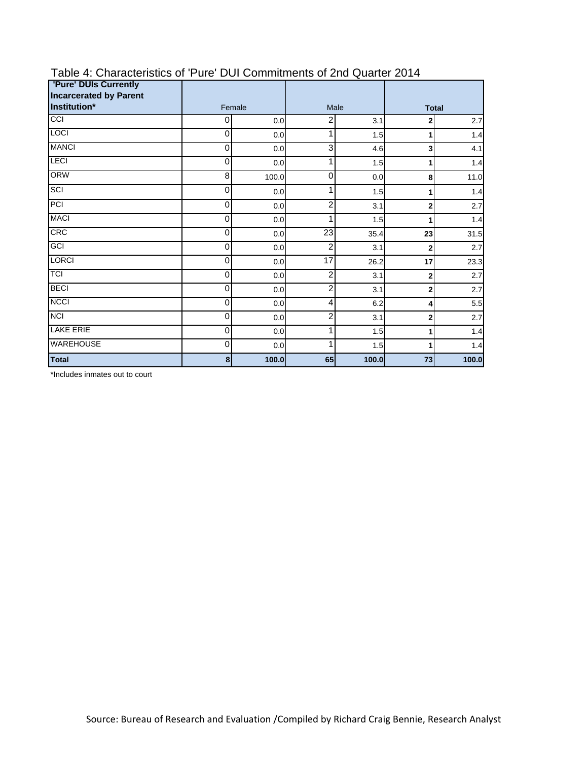Table 4: Characteristics of 'Pure' DUI Commitments of 2nd Quarter 2014

| 'Pure' DUIs Currently Incarcerated by Parent Institution* | Female | | Male | | Total | |
|---|---|---|---|---|---|---|
| CCI | 0 | 0.0 | 2 | 3.1 | 2 | 2.7 |
| LOCI | 0 | 0.0 | 1 | 1.5 | 1 | 1.4 |
| MANCI | 0 | 0.0 | 3 | 4.6 | 3 | 4.1 |
| LECI | 0 | 0.0 | 1 | 1.5 | 1 | 1.4 |
| ORW | 8 | 100.0 | 0 | 0.0 | 8 | 11.0 |
| SCI | 0 | 0.0 | 1 | 1.5 | 1 | 1.4 |
| PCI | 0 | 0.0 | 2 | 3.1 | 2 | 2.7 |
| MACI | 0 | 0.0 | 1 | 1.5 | 1 | 1.4 |
| CRC | 0 | 0.0 | 23 | 35.4 | 23 | 31.5 |
| GCI | 0 | 0.0 | 2 | 3.1 | 2 | 2.7 |
| LORCI | 0 | 0.0 | 17 | 26.2 | 17 | 23.3 |
| TCI | 0 | 0.0 | 2 | 3.1 | 2 | 2.7 |
| BECI | 0 | 0.0 | 2 | 3.1 | 2 | 2.7 |
| NCCI | 0 | 0.0 | 4 | 6.2 | 4 | 5.5 |
| NCI | 0 | 0.0 | 2 | 3.1 | 2 | 2.7 |
| LAKE ERIE | 0 | 0.0 | 1 | 1.5 | 1 | 1.4 |
| WAREHOUSE | 0 | 0.0 | 1 | 1.5 | 1 | 1.4 |
| **Total** | **8** | **100.0** | **65** | **100.0** | **73** | **100.0** |

*Includes inmates out to court

Source: Bureau of Research and Evaluation /Compiled by Richard Craig Bennie, Research Analyst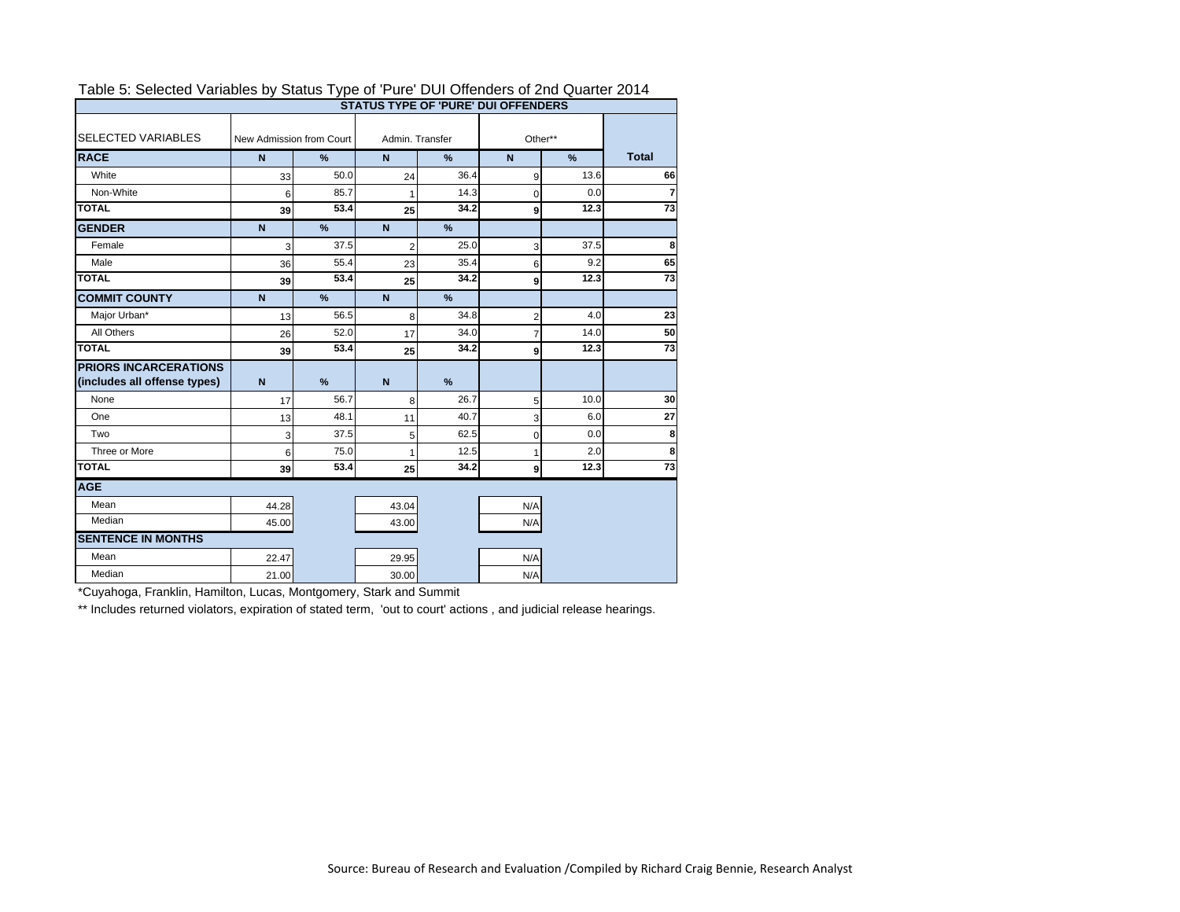Table 5: Selected Variables by Status Type of 'Pure' DUI Offenders of 2nd Quarter 2014

| SELECTED VARIABLES | STATUS TYPE OF 'PURE' DUI OFFENDERS | | | | | | |
|---|---|---|---|---|---|---|---|
| | New Admission from Court | | Admin. Transfer | | Other** | | |
| **RACE** | **N** | **%** | **N** | **%** | **N** | **%** | **Total** |
| White | 33 | 50.0 | 24 | 36.4 | 9 | 13.6 | **66** |
| Non-White | 6 | 85.7 | 1 | 14.3 | 0 | 0.0 | **7** |
| **TOTAL** | **39** | **53.4** | **25** | **34.2** | **9** | **12.3** | **73** |
| **GENDER** | **N** | **%** | **N** | **%** | | | |
| Female | 3 | 37.5 | 2 | 25.0 | 3 | 37.5 | **8** |
| Male | 36 | 55.4 | 23 | 35.4 | 6 | 9.2 | **65** |
| **TOTAL** | **39** | **53.4** | **25** | **34.2** | **9** | **12.3** | **73** |
| **COMMIT COUNTY** | **N** | **%** | **N** | **%** | | | |
| Major Urban* | 13 | 56.5 | 8 | 34.8 | 2 | 4.0 | **23** |
| All Others | 26 | 52.0 | 17 | 34.0 | 7 | 14.0 | **50** |
| **TOTAL** | **39** | **53.4** | **25** | **34.2** | **9** | **12.3** | **73** |
| **PRIORS INCARCERATIONS (includes all offense types)** | **N** | **%** | **N** | **%** | | | |
| None | 17 | 56.7 | 8 | 26.7 | 5 | 10.0 | **30** |
| One | 13 | 48.1 | 11 | 40.7 | 3 | 6.0 | **27** |
| Two | 3 | 37.5 | 5 | 62.5 | 0 | 0.0 | **8** |
| Three or More | 6 | 75.0 | 1 | 12.5 | 1 | 2.0 | **8** |
| **TOTAL** | **39** | **53.4** | **25** | **34.2** | **9** | **12.3** | **73** |
| **AGE** | | | | | | | |
| Mean | 44.28 | | 43.04 | | N/A | | |
| Median | 45.00 | | 43.00 | | N/A | | |
| **SENTENCE IN MONTHS** | | | | | | | |
| Mean | 22.47 | | 29.95 | | N/A | | |
| Median | 21.00 | | 30.00 | | N/A | | |

*Cuyahoga, Franklin, Hamilton, Lucas, Montgomery, Stark and Summit

** Includes returned violators, expiration of stated term, 'out to court' actions , and judicial release hearings.

Source: Bureau of Research and Evaluation /Compiled by Richard Craig Bennie, Research Analyst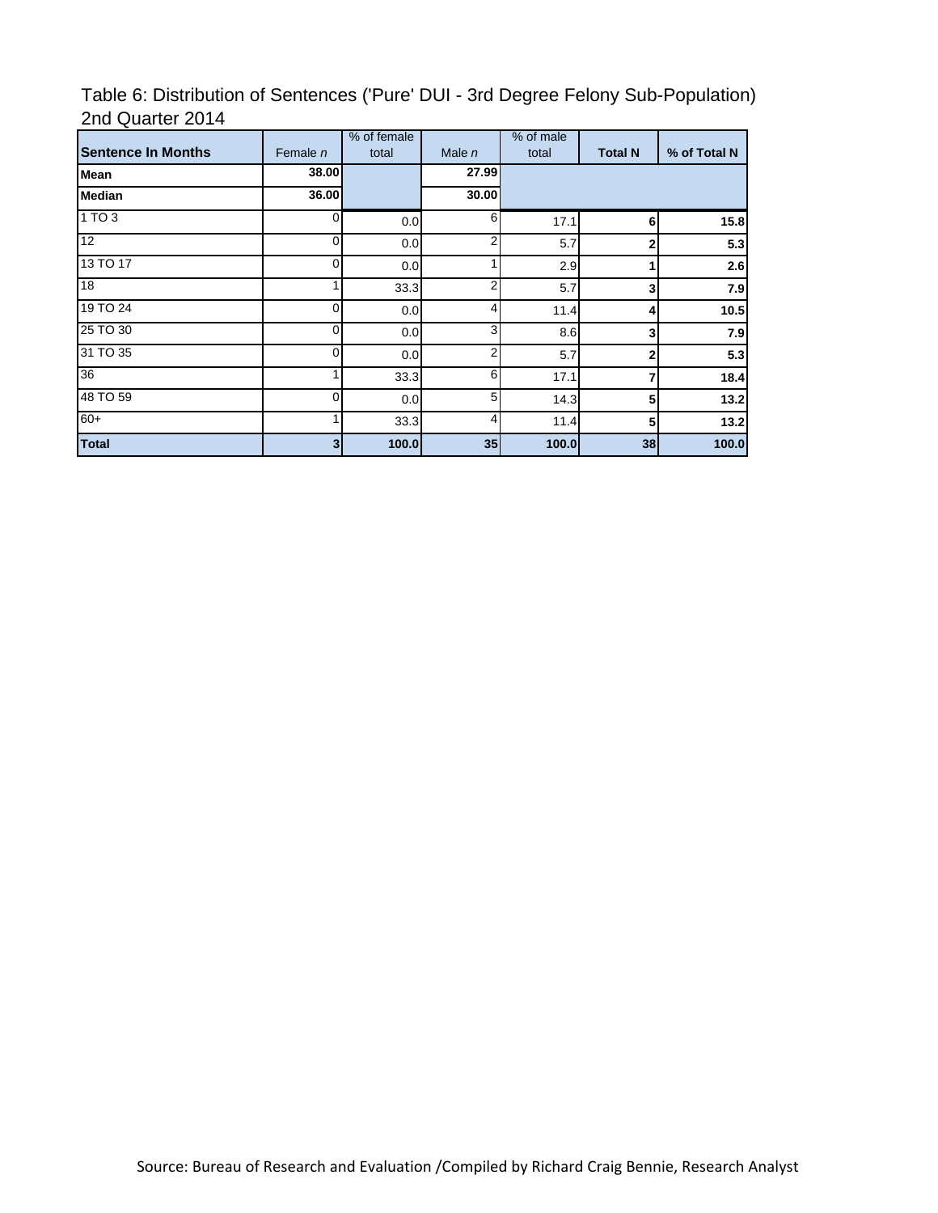Table 6: Distribution of Sentences ('Pure' DUI - 3rd Degree Felony Sub-Population)
2nd Quarter 2014

| Sentence In Months | Female *n* | % of female total | Male *n* | % of male total | Total N | % of Total N |
|---|---|---|---|---|---|---|
| **Mean** | **38.00** | | **27.99** | | | |
| **Median** | **36.00** | | **30.00** | | | |
| 1 TO 3 | 0 | 0.0 | 6 | 17.1 | **6** | **15.8** |
| 12 | 0 | 0.0 | 2 | 5.7 | **2** | **5.3** |
| 13 TO 17 | 0 | 0.0 | 1 | 2.9 | **1** | **2.6** |
| 18 | 1 | 33.3 | 2 | 5.7 | **3** | **7.9** |
| 19 TO 24 | 0 | 0.0 | 4 | 11.4 | **4** | **10.5** |
| 25 TO 30 | 0 | 0.0 | 3 | 8.6 | **3** | **7.9** |
| 31 TO 35 | 0 | 0.0 | 2 | 5.7 | **2** | **5.3** |
| 36 | 1 | 33.3 | 6 | 17.1 | **7** | **18.4** |
| 48 TO 59 | 0 | 0.0 | 5 | 14.3 | **5** | **13.2** |
| 60+ | 1 | 33.3 | 4 | 11.4 | **5** | **13.2** |
| **Total** | **3** | **100.0** | **35** | **100.0** | **38** | **100.0** |

Source: Bureau of Research and Evaluation /Compiled by Richard Craig Bennie, Research Analyst